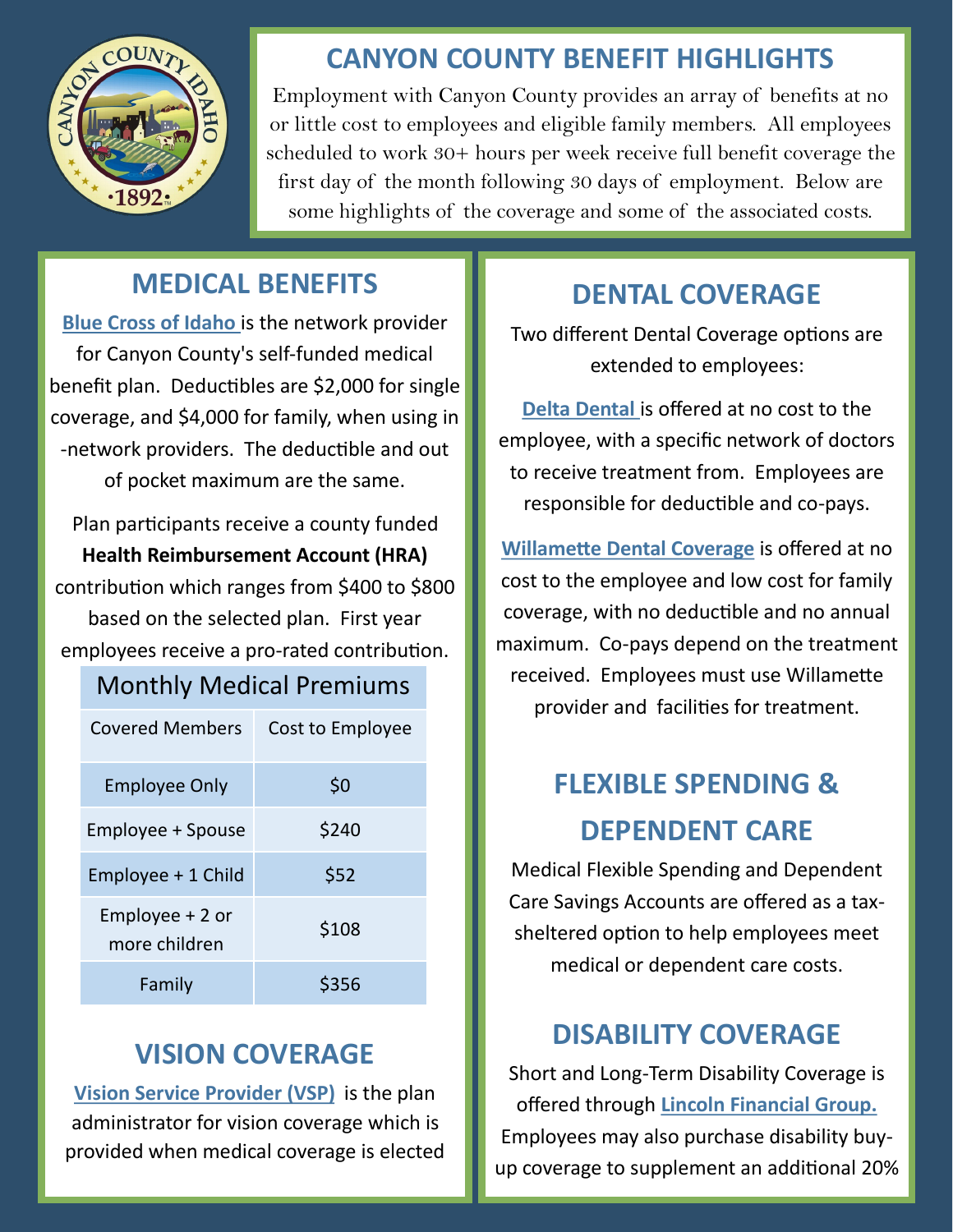# CANYON COUNTY BENEFIT HIGHLIGHTS

Employment with Canyon County provides an array of benefits at no or little cost to employees and eligible family members. All employees scheduled to work 30+ hours per week receive full benefit coverage the first day of the month following 30 days of employment. Below are some highlights of the coverage and some of the associated costs.

## MEDICAL BENEFITS

Blue Cross of Idaho is the network provider for Canyon County's self-funded medical benefit plan. Deductibles are $2,000 for single coverage, and $4,000 for family, when using in-network providers. The deductible and out of pocket maximum are the same.

Plan participants receive a county funded **Health Reimbursement Account (HRA)** contribution which ranges from $400 to $800 based on the selected plan. First year employees receive a pro-rated contribution.

| Monthly Medical Premiums | |
|---|---|
| Covered Members | Cost to Employee |
| Employee Only | $0 |
| Employee + Spouse | $240 |
| Employee + 1 Child | $52 |
| Employee + 2 or more children | $108 |
| Family | $356 |

## VISION COVERAGE

Vision Service Provider (VSP) is the plan administrator for vision coverage which is provided when medical coverage is elected

## DENTAL COVERAGE

Two different Dental Coverage options are extended to employees:

Delta Dental is offered at no cost to the employee, with a specific network of doctors to receive treatment from. Employees are responsible for deductible and co-pays.

Willamette Dental Coverage is offered at no cost to the employee and low cost for family coverage, with no deductible and no annual maximum. Co-pays depend on the treatment received. Employees must use Willamette provider and facilities for treatment.

## FLEXIBLE SPENDING & DEPENDENT CARE

Medical Flexible Spending and Dependent Care Savings Accounts are offered as a tax-sheltered option to help employees meet medical or dependent care costs.

## DISABILITY COVERAGE

Short and Long-Term Disability Coverage is offered through Lincoln Financial Group. Employees may also purchase disability buy-up coverage to supplement an additional 20%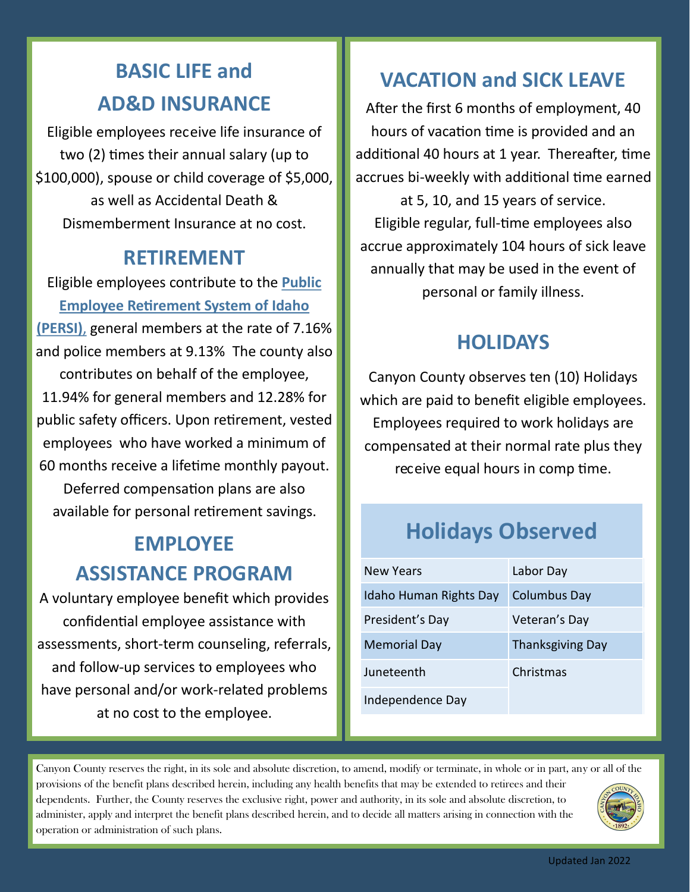## BASIC LIFE and AD&D INSURANCE

Eligible employees receive life insurance of two (2) times their annual salary (up to $100,000), spouse or child coverage of $5,000, as well as Accidental Death & Dismemberment Insurance at no cost.

## RETIREMENT

Eligible employees contribute to the **Public Employee Retirement System of Idaho (PERSI)**, general members at the rate of 7.16% and police members at 9.13% The county also contributes on behalf of the employee, 11.94% for general members and 12.28% for public safety officers. Upon retirement, vested employees who have worked a minimum of 60 months receive a lifetime monthly payout. Deferred compensation plans are also available for personal retirement savings.

## EMPLOYEE ASSISTANCE PROGRAM

A voluntary employee benefit which provides confidential employee assistance with assessments, short-term counseling, referrals, and follow-up services to employees who have personal and/or work-related problems at no cost to the employee.

## VACATION and SICK LEAVE

After the first 6 months of employment, 40 hours of vacation time is provided and an additional 40 hours at 1 year. Thereafter, time accrues bi-weekly with additional time earned at 5, 10, and 15 years of service. Eligible regular, full-time employees also accrue approximately 104 hours of sick leave annually that may be used in the event of personal or family illness.

## HOLIDAYS

Canyon County observes ten (10) Holidays which are paid to benefit eligible employees. Employees required to work holidays are compensated at their normal rate plus they receive equal hours in comp time.

### Holidays Observed

| | |
|---|---|
| New Years | Labor Day |
| Idaho Human Rights Day | Columbus Day |
| President's Day | Veteran's Day |
| Memorial Day | Thanksgiving Day |
| Juneteenth | Christmas |
| Independence Day | |

Canyon County reserves the right, in its sole and absolute discretion, to amend, modify or terminate, in whole or in part, any or all of the provisions of the benefit plans described herein, including any health benefits that may be extended to retirees and their dependents. Further, the County reserves the exclusive right, power and authority, in its sole and absolute discretion, to administer, apply and interpret the benefit plans described herein, and to decide all matters arising in connection with the operation or administration of such plans.

Updated Jan 2022